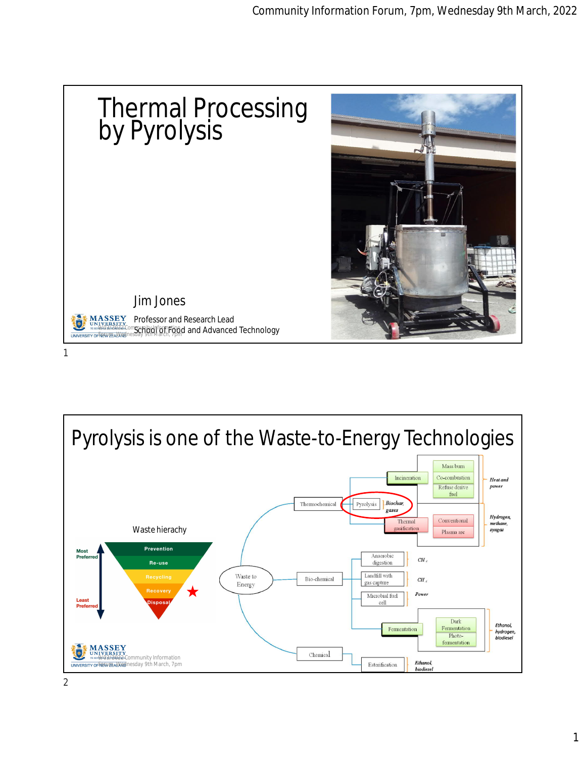## Thermal Processing by Pyrolysis

Jim Jones

Professor and Research Lead
School of Food and Advanced Technology

---

## Pyrolysis is one of the Waste-to-Energy Technologies

Waste hierachy

- Most Preferred
  - Prevention
  - Re-use
  - Recycling
  - Recovery ★
  - Disposal
- Least Preferred

Waste to Energy

- Thermochemical
  - Incineration
    - Mass burn
    - Co-combustion
    - Refuse derive fuel
    - *Heat and power*
  - Pyrolysis — *Biochar, gases*
  - Thermal gasification
    - Conventional
    - Plasma arc
    - *Hydrogen, methane, syngas*
- Bio-chemical
  - Anaerobic digestion — $CH_4$
  - Landfill with gas capture — $CH_4$
  - Microbial fuel cell — *Power*
  - Fermentation
    - Dark Fermentation
    - Photo-fermentation
    - *Ethanol, hydrogen, biodiesel*
- Chemical
  - Esterification — *Ethanol, biodiesel*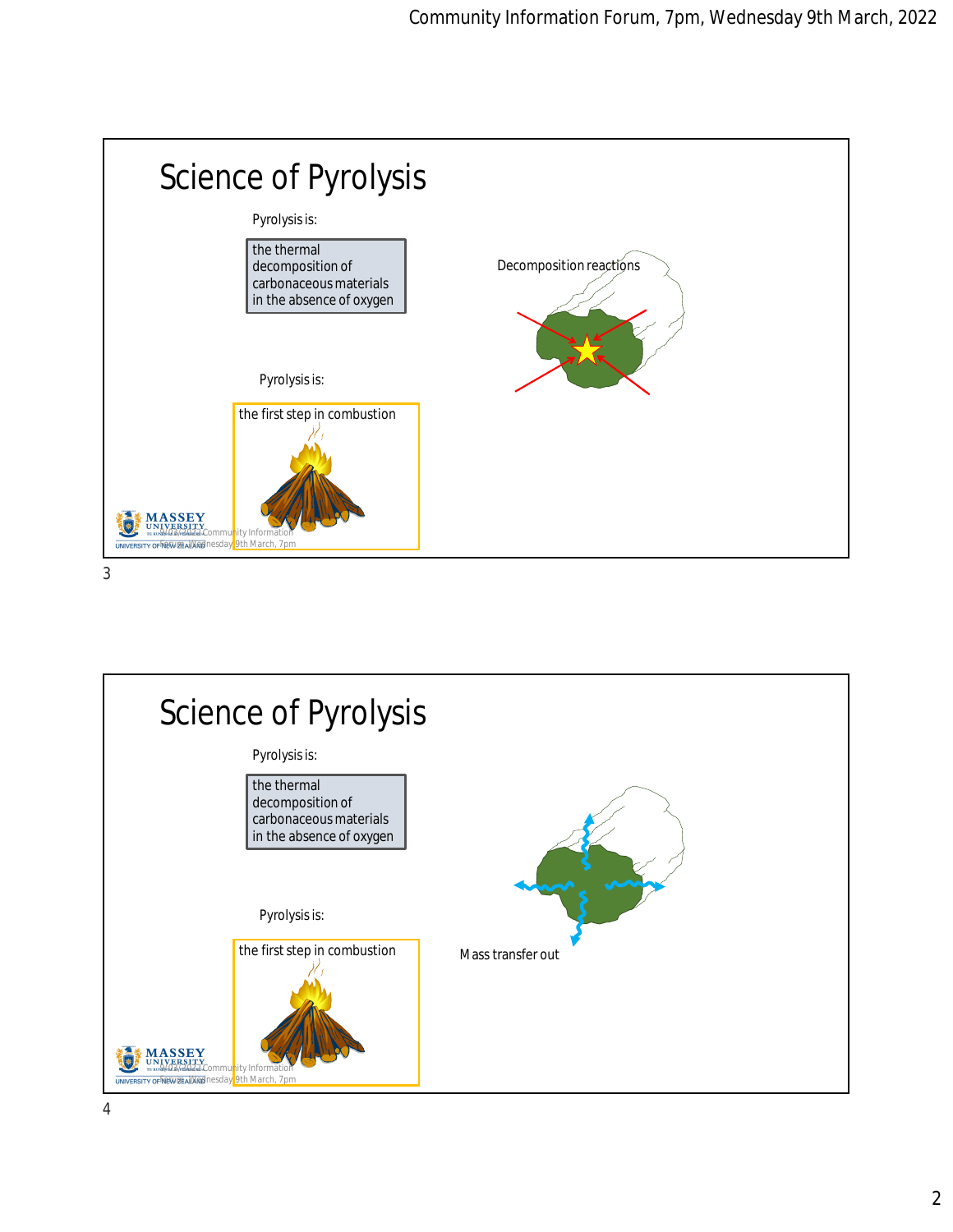## Science of Pyrolysis

Pyrolysis is:

the thermal decomposition of carbonaceous materials in the absence of oxygen

Decomposition reactions

Pyrolysis is:

the first step in combustion

## Science of Pyrolysis

Pyrolysis is:

the thermal decomposition of carbonaceous materials in the absence of oxygen

Pyrolysis is:

the first step in combustion

Mass transfer out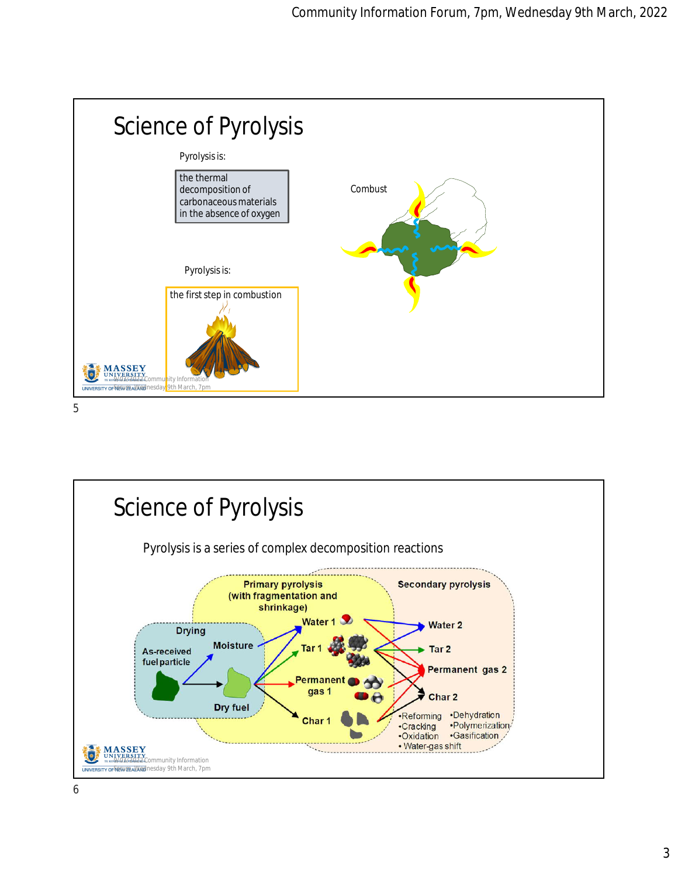# Science of Pyrolysis

Pyrolysis is:

the thermal decomposition of carbonaceous materials in the absence of oxygen

Combust

Pyrolysis is:

the first step in combustion

# Science of Pyrolysis

Pyrolysis is a series of complex decomposition reactions

Drying

As-received fuel particle

Moisture

Dry fuel

Primary pyrolysis (with fragmentation and shrinkage)

Water 1

Tar 1

Permanent gas 1

Char 1

Secondary pyrolysis

Water 2

Tar 2

Permanent gas 2

Char 2

- Reforming
- Cracking
- Oxidation
- Water-gas shift
- Dehydration
- Polymerization
- Gasification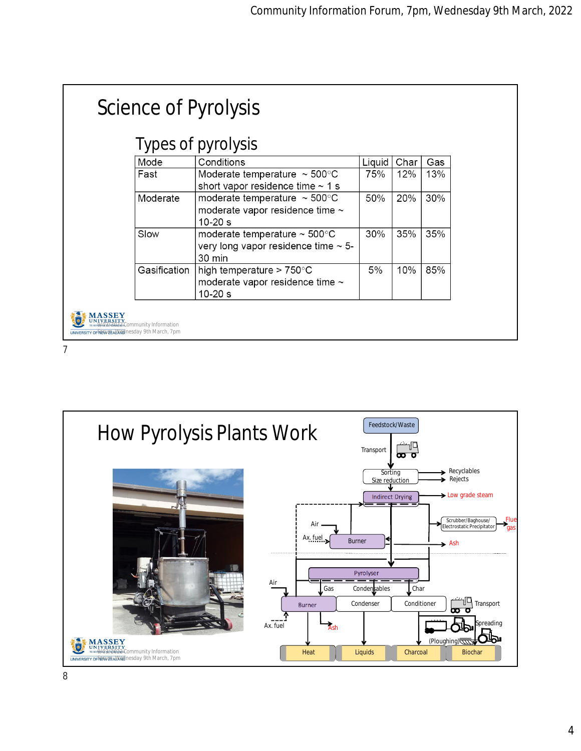# Science of Pyrolysis

## Types of pyrolysis

| Mode | Conditions | Liquid | Char | Gas |
|---|---|---|---|---|
| Fast | Moderate temperature ~ 500°C short vapor residence time ~ 1 s | 75% | 12% | 13% |
| Moderate | moderate temperature ~ 500°C moderate vapor residence time ~ 10-20 s | 50% | 20% | 30% |
| Slow | moderate temperature ~ 500°C very long vapor residence time ~ 5-30 min | 30% | 35% | 35% |
| Gasification | high temperature > 750°C moderate vapor residence time ~ 10-20 s | 5% | 10% | 85% |

# How Pyrolysis Plants Work

Feedstock/Waste

Transport

Sorting Size reduction → Recyclables, Rejects

Indirect Drying → Low grade steam

Air, Ax. fuel → Burner → Ash

Scrubber/Baghouse/ Electrostatic Precipitator → Flue gas

Pyrolyser → Gas, Condensables, Char

Air, Ax. fuel → Burner → Ash

Condenser

Conditioner → Transport, Spreading, (Ploughing)

Heat | Liquids | Charcoal | Biochar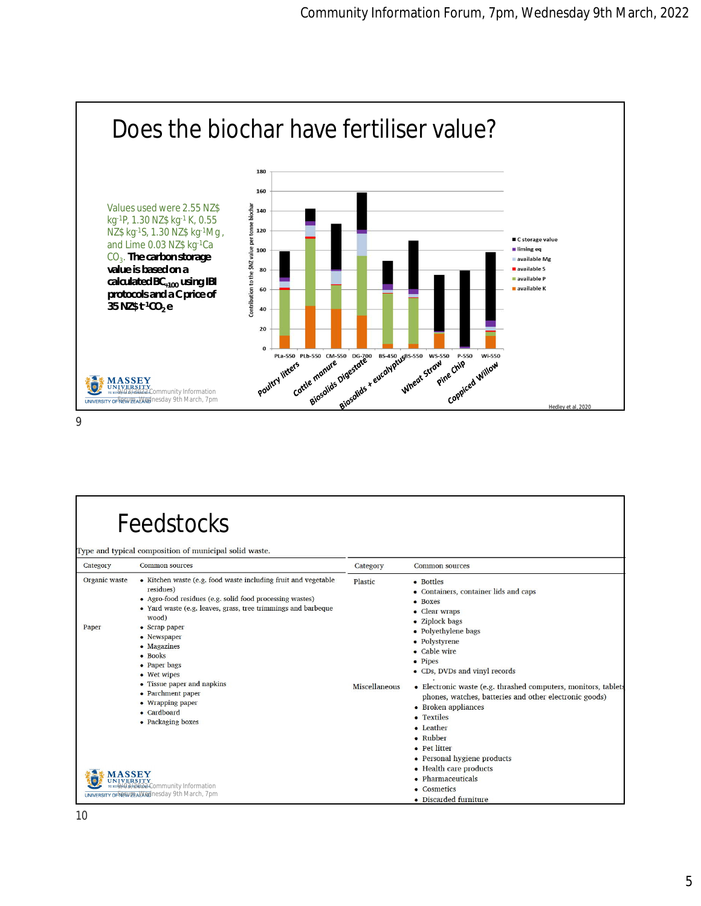# Does the biochar have fertiliser value?

Values used were 2.55 NZ$ $kg^{-1}$P, 1.30 NZ$ $kg^{-1}$ K, 0.55 NZ$ $kg^{-1}$S, 1.30 NZ$ $kg^{-1}$M g, and Lime 0.03 NZ$ $kg^{-1}$Ca $CO_3$. **The carbon storage value is based on a calculated $BC_{+100}$ using IBI protocols and a C price of 35 NZ$ $t^{-1}CO_2e$**

Contribution to the $NZ value per tonne biochar

Legend: C storage value; liming eq; available Mg; available S; available P; available K

Categories: PLa-550 (Poultry litters), PLb-550, CM-550 (Cattle manure), DG-700 (Biosolids Digestate), BS-450 (Biosolids + eucalyptus), BS-550, WS-550 (Wheat Straw), P-550 (Pine Chip), Wi-550 (Coppiced Willow)

Hedley et al, 2020

# Feedstocks

Type and typical composition of municipal solid waste.

| Category | Common sources |
|---|---|
| Organic waste | • Kitchen waste (e.g. food waste including fruit and vegetable residues)<br>• Agro-food residues (e.g. solid food processing wastes)<br>• Yard waste (e.g. leaves, grass, tree trimmings and barbeque wood) |
| Paper | • Scrap paper<br>• Newspaper<br>• Magazines<br>• Books<br>• Paper bags<br>• Wet wipes<br>• Tissue paper and napkins<br>• Parchment paper<br>• Wrapping paper<br>• Cardboard<br>• Packaging boxes |
| Plastic | • Bottles<br>• Containers, container lids and caps<br>• Boxes<br>• Clear wraps<br>• Ziplock bags<br>• Polyethylene bags<br>• Polystyrene<br>• Cable wire<br>• Pipes<br>• CDs, DVDs and vinyl records |
| Miscellaneous | • Electronic waste (e.g. thrashed computers, monitors, tablets, phones, watches, batteries and other electronic goods)<br>• Broken appliances<br>• Textiles<br>• Leather<br>• Rubber<br>• Pet litter<br>• Personal hygiene products<br>• Health care products<br>• Pharmaceuticals<br>• Cosmetics<br>• Discarded furniture |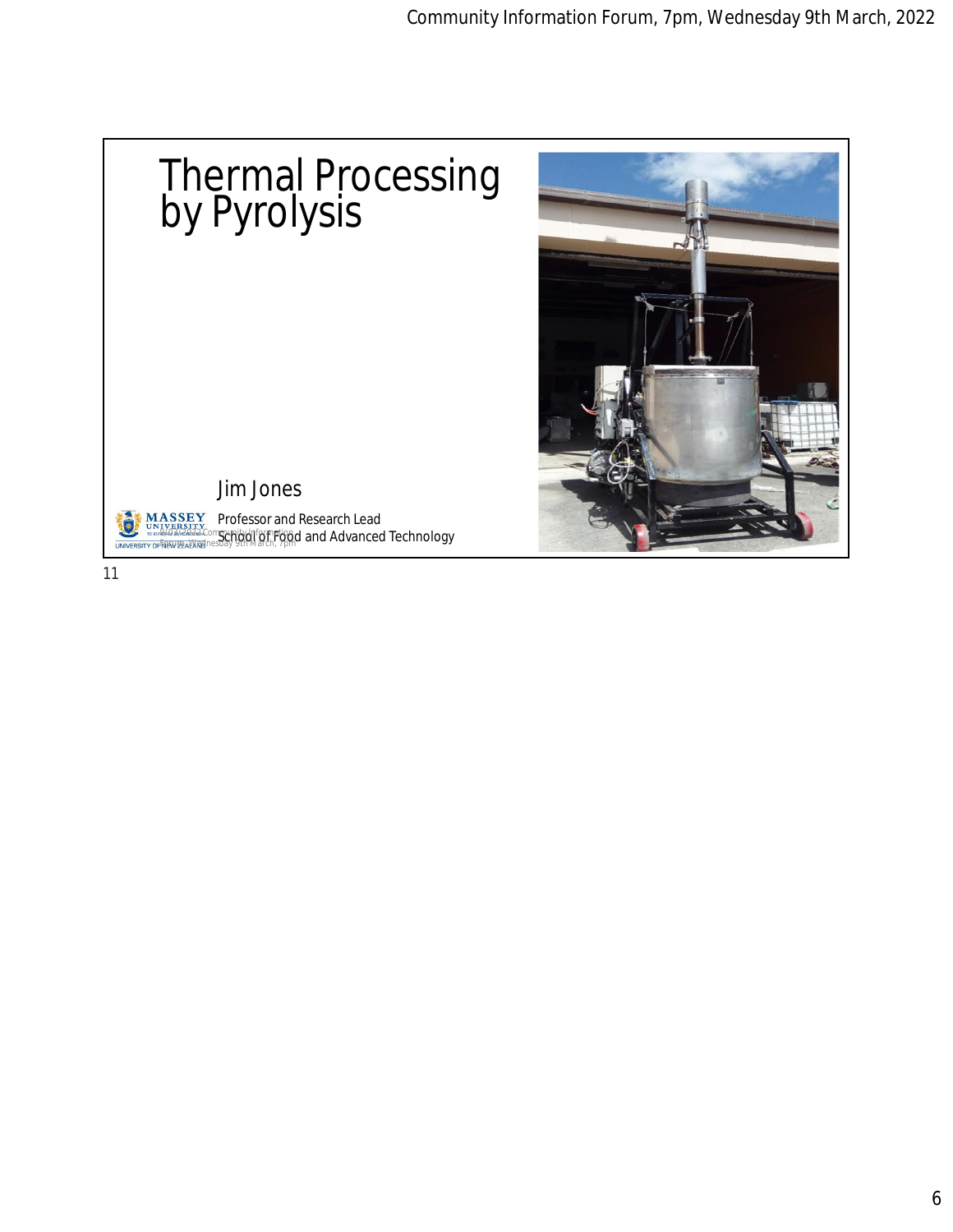# Thermal Processing by Pyrolysis

Jim Jones

Professor and Research Lead
School of Food and Advanced Technology

11